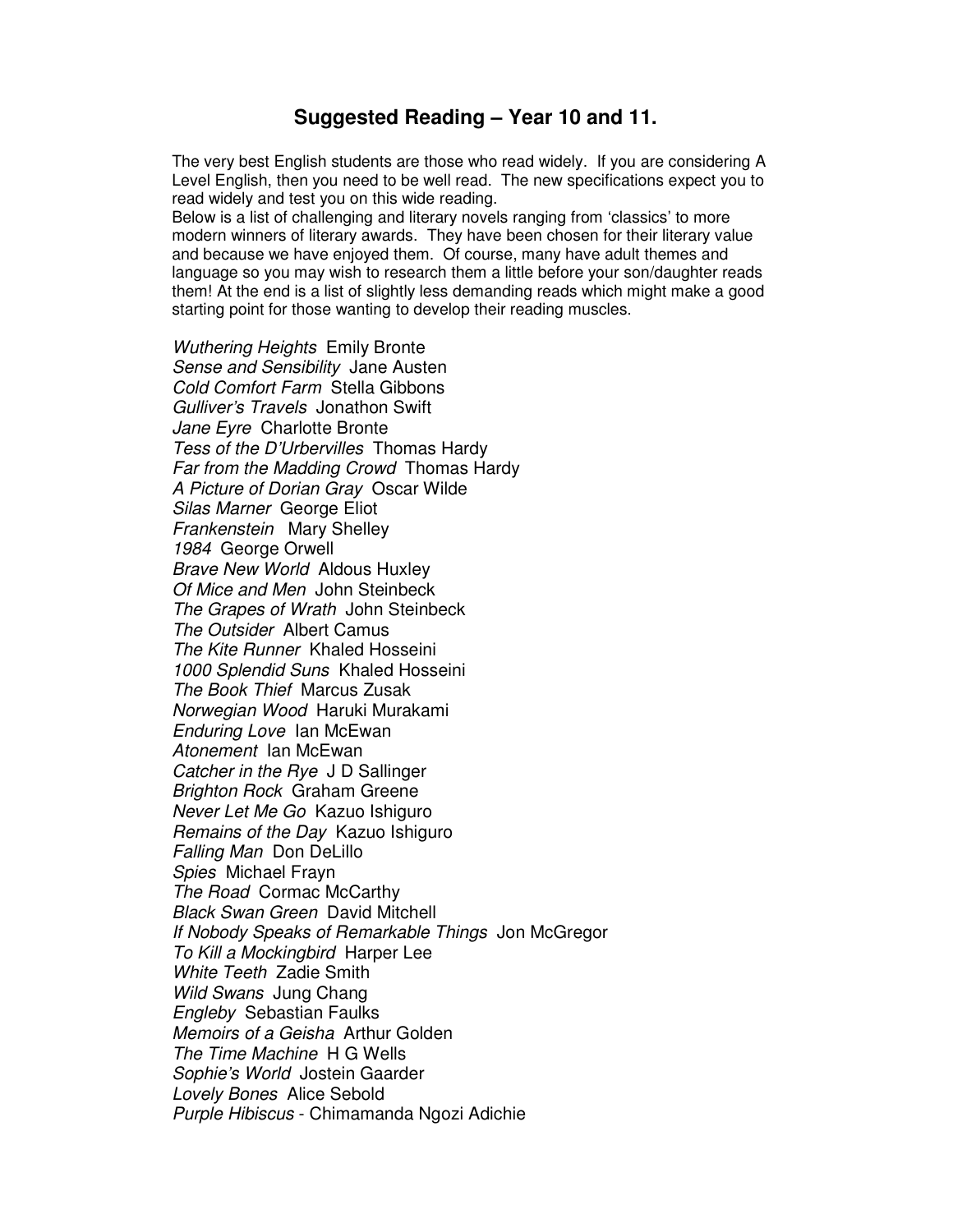## Suggested Reading – Year 10 and 11.

The very best English students are those who read widely. If you are considering A Level English, then you need to be well read. The new specifications expect you to read widely and test you on this wide reading.
Below is a list of challenging and literary novels ranging from 'classics' to more modern winners of literary awards. They have been chosen for their literary value and because we have enjoyed them. Of course, many have adult themes and language so you may wish to research them a little before your son/daughter reads them! At the end is a list of slightly less demanding reads which might make a good starting point for those wanting to develop their reading muscles.

*Wuthering Heights* Emily Bronte
*Sense and Sensibility* Jane Austen
*Cold Comfort Farm* Stella Gibbons
*Gulliver's Travels* Jonathon Swift
*Jane Eyre* Charlotte Bronte
*Tess of the D'Urbervilles* Thomas Hardy
*Far from the Madding Crowd* Thomas Hardy
*A Picture of Dorian Gray* Oscar Wilde
*Silas Marner* George Eliot
*Frankenstein* Mary Shelley
*1984* George Orwell
*Brave New World* Aldous Huxley
*Of Mice and Men* John Steinbeck
*The Grapes of Wrath* John Steinbeck
*The Outsider* Albert Camus
*The Kite Runner* Khaled Hosseini
*1000 Splendid Suns* Khaled Hosseini
*The Book Thief* Marcus Zusak
*Norwegian Wood* Haruki Murakami
*Enduring Love* Ian McEwan
*Atonement* Ian McEwan
*Catcher in the Rye* J D Sallinger
*Brighton Rock* Graham Greene
*Never Let Me Go* Kazuo Ishiguro
*Remains of the Day* Kazuo Ishiguro
*Falling Man* Don DeLillo
*Spies* Michael Frayn
*The Road* Cormac McCarthy
*Black Swan Green* David Mitchell
*If Nobody Speaks of Remarkable Things* Jon McGregor
*To Kill a Mockingbird* Harper Lee
*White Teeth* Zadie Smith
*Wild Swans* Jung Chang
*Engleby* Sebastian Faulks
*Memoirs of a Geisha* Arthur Golden
*The Time Machine* H G Wells
*Sophie's World* Jostein Gaarder
*Lovely Bones* Alice Sebold
*Purple Hibiscus* - Chimamanda Ngozi Adichie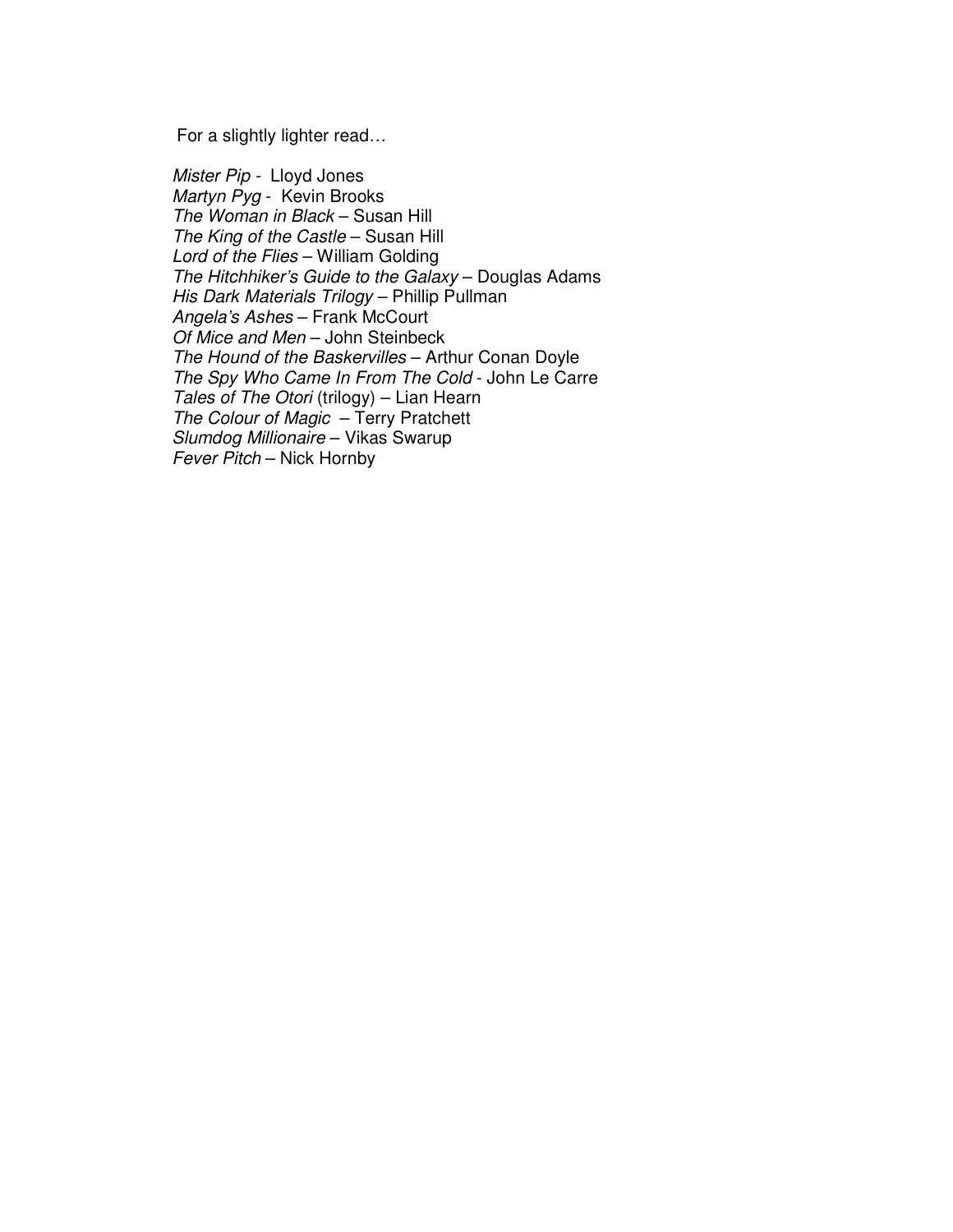For a slightly lighter read…

*Mister Pip* - Lloyd Jones
*Martyn Pyg* - Kevin Brooks
*The Woman in Black* – Susan Hill
*The King of the Castle* – Susan Hill
*Lord of the Flies* – William Golding
*The Hitchhiker's Guide to the Galaxy* – Douglas Adams
*His Dark Materials Trilogy* – Phillip Pullman
*Angela's Ashes* – Frank McCourt
*Of Mice and Men* – John Steinbeck
*The Hound of the Baskervilles* – Arthur Conan Doyle
*The Spy Who Came In From The Cold* - John Le Carre
*Tales of The Otori* (trilogy) – Lian Hearn
*The Colour of Magic* – Terry Pratchett
*Slumdog Millionaire* – Vikas Swarup
*Fever Pitch* – Nick Hornby